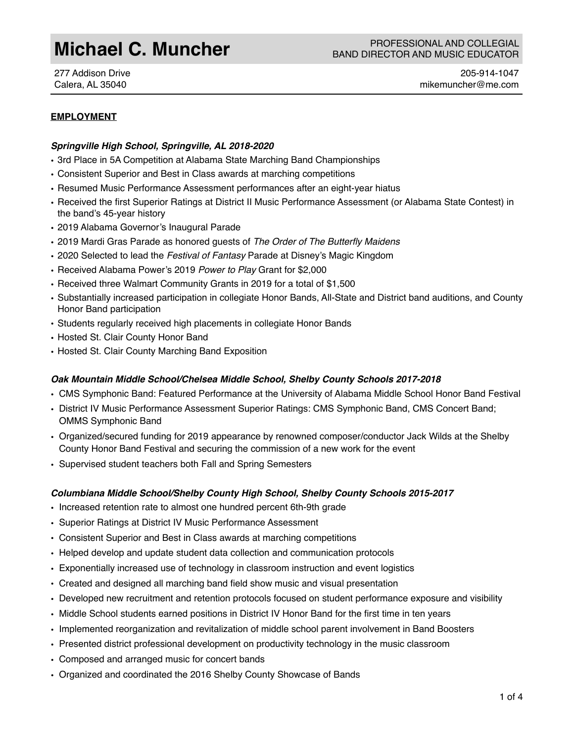# Michael C. Muncher

PROFESSIONAL AND COLLEGIAL
BAND DIRECTOR AND MUSIC EDUCATOR

277 Addison Drive
Calera, AL 35040

205-914-1047
mikemuncher@me.com

## EMPLOYMENT

### *Springville High School, Springville, AL 2018-2020*

- 3rd Place in 5A Competition at Alabama State Marching Band Championships
- Consistent Superior and Best in Class awards at marching competitions
- Resumed Music Performance Assessment performances after an eight-year hiatus
- Received the first Superior Ratings at District II Music Performance Assessment (or Alabama State Contest) in the band's 45-year history
- 2019 Alabama Governor's Inaugural Parade
- 2019 Mardi Gras Parade as honored guests of *The Order of The Butterfly Maidens*
- 2020 Selected to lead the *Festival of Fantasy* Parade at Disney's Magic Kingdom
- Received Alabama Power's 2019 *Power to Play* Grant for $2,000
- Received three Walmart Community Grants in 2019 for a total of $1,500
- Substantially increased participation in collegiate Honor Bands, All-State and District band auditions, and County Honor Band participation
- Students regularly received high placements in collegiate Honor Bands
- Hosted St. Clair County Honor Band
- Hosted St. Clair County Marching Band Exposition

### *Oak Mountain Middle School/Chelsea Middle School, Shelby County Schools 2017-2018*

- CMS Symphonic Band: Featured Performance at the University of Alabama Middle School Honor Band Festival
- District IV Music Performance Assessment Superior Ratings: CMS Symphonic Band, CMS Concert Band; OMMS Symphonic Band
- Organized/secured funding for 2019 appearance by renowned composer/conductor Jack Wilds at the Shelby County Honor Band Festival and securing the commission of a new work for the event
- Supervised student teachers both Fall and Spring Semesters

### *Columbiana Middle School/Shelby County High School, Shelby County Schools 2015-2017*

- Increased retention rate to almost one hundred percent 6th-9th grade
- Superior Ratings at District IV Music Performance Assessment
- Consistent Superior and Best in Class awards at marching competitions
- Helped develop and update student data collection and communication protocols
- Exponentially increased use of technology in classroom instruction and event logistics
- Created and designed all marching band field show music and visual presentation
- Developed new recruitment and retention protocols focused on student performance exposure and visibility
- Middle School students earned positions in District IV Honor Band for the first time in ten years
- Implemented reorganization and revitalization of middle school parent involvement in Band Boosters
- Presented district professional development on productivity technology in the music classroom
- Composed and arranged music for concert bands
- Organized and coordinated the 2016 Shelby County Showcase of Bands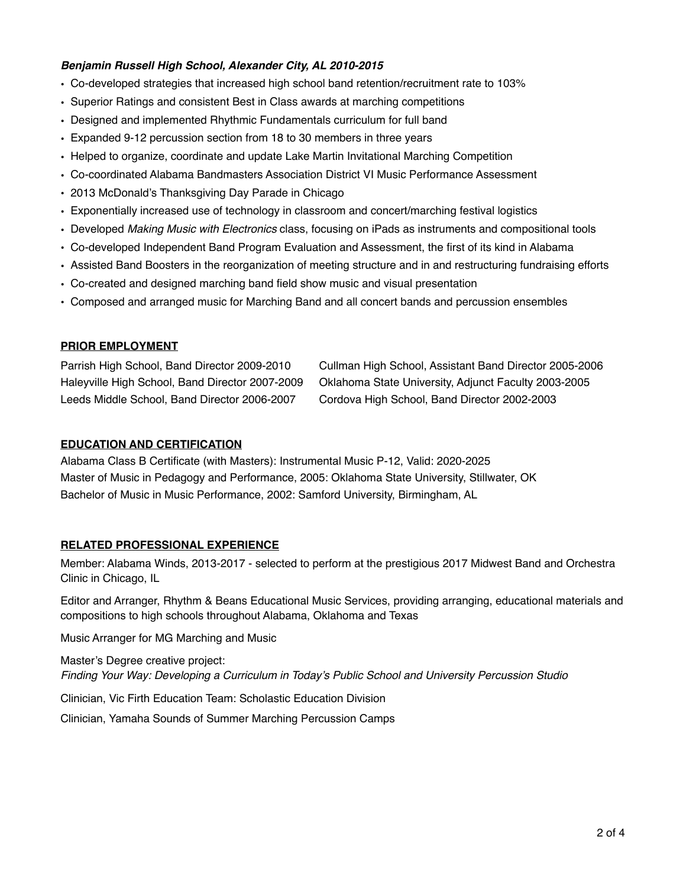***Benjamin Russell High School, Alexander City, AL 2010-2015***

- Co-developed strategies that increased high school band retention/recruitment rate to 103%
- Superior Ratings and consistent Best in Class awards at marching competitions
- Designed and implemented Rhythmic Fundamentals curriculum for full band
- Expanded 9-12 percussion section from 18 to 30 members in three years
- Helped to organize, coordinate and update Lake Martin Invitational Marching Competition
- Co-coordinated Alabama Bandmasters Association District VI Music Performance Assessment
- 2013 McDonald's Thanksgiving Day Parade in Chicago
- Exponentially increased use of technology in classroom and concert/marching festival logistics
- Developed *Making Music with Electronics* class, focusing on iPads as instruments and compositional tools
- Co-developed Independent Band Program Evaluation and Assessment, the first of its kind in Alabama
- Assisted Band Boosters in the reorganization of meeting structure and in and restructuring fundraising efforts
- Co-created and designed marching band field show music and visual presentation
- Composed and arranged music for Marching Band and all concert bands and percussion ensembles

## PRIOR EMPLOYMENT

Parrish High School, Band Director 2009-2010
Haleyville High School, Band Director 2007-2009
Leeds Middle School, Band Director 2006-2007
Cullman High School, Assistant Band Director 2005-2006
Oklahoma State University, Adjunct Faculty 2003-2005
Cordova High School, Band Director 2002-2003

## EDUCATION AND CERTIFICATION

Alabama Class B Certificate (with Masters): Instrumental Music P-12, Valid: 2020-2025
Master of Music in Pedagogy and Performance, 2005: Oklahoma State University, Stillwater, OK
Bachelor of Music in Music Performance, 2002: Samford University, Birmingham, AL

## RELATED PROFESSIONAL EXPERIENCE

Member: Alabama Winds, 2013-2017 - selected to perform at the prestigious 2017 Midwest Band and Orchestra Clinic in Chicago, IL

Editor and Arranger, Rhythm & Beans Educational Music Services, providing arranging, educational materials and compositions to high schools throughout Alabama, Oklahoma and Texas

Music Arranger for MG Marching and Music

Master's Degree creative project:
*Finding Your Way: Developing a Curriculum in Today's Public School and University Percussion Studio*

Clinician, Vic Firth Education Team: Scholastic Education Division

Clinician, Yamaha Sounds of Summer Marching Percussion Camps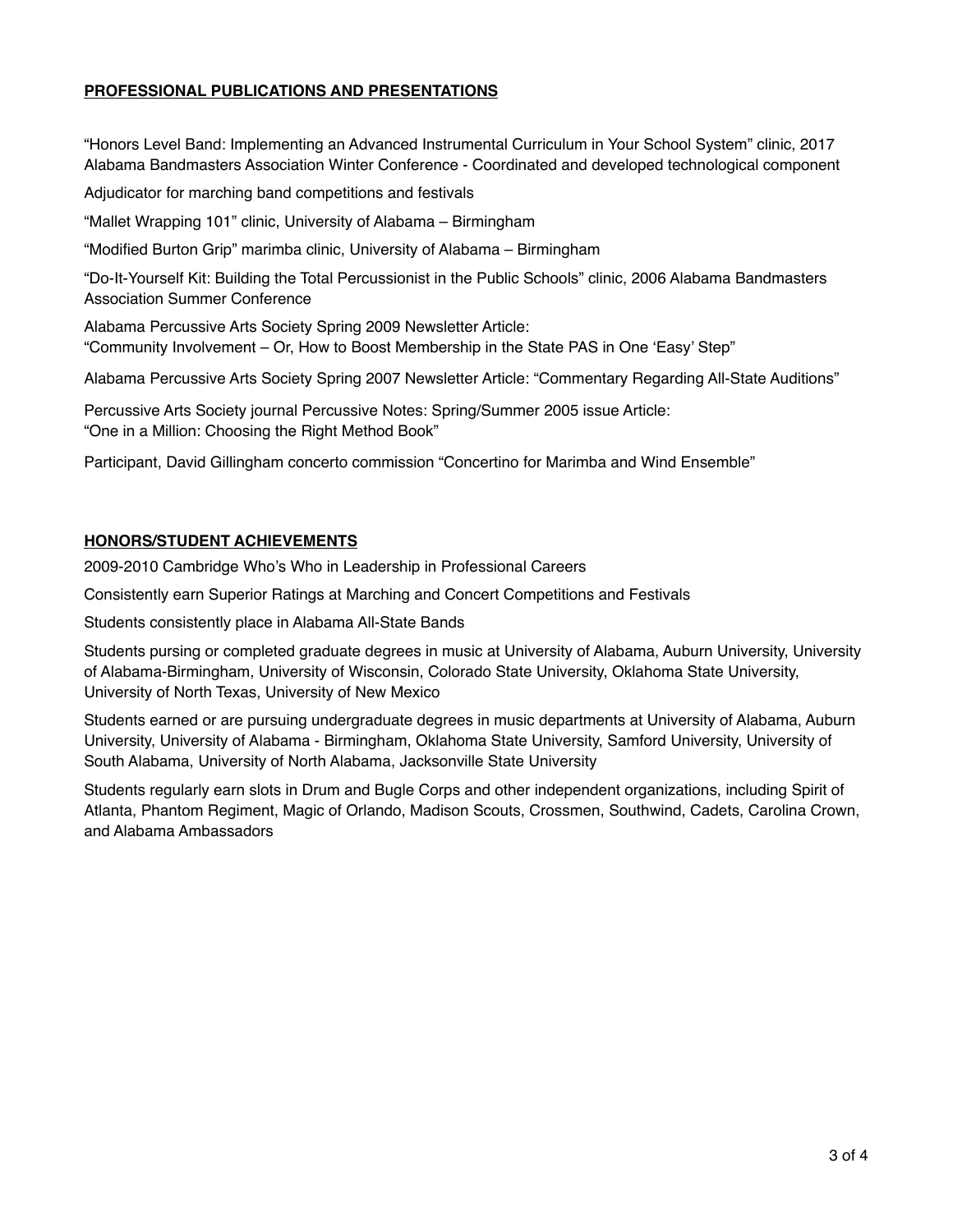## **PROFESSIONAL PUBLICATIONS AND PRESENTATIONS**

“Honors Level Band: Implementing an Advanced Instrumental Curriculum in Your School System” clinic, 2017 Alabama Bandmasters Association Winter Conference - Coordinated and developed technological component

Adjudicator for marching band competitions and festivals

“Mallet Wrapping 101” clinic, University of Alabama – Birmingham

“Modified Burton Grip” marimba clinic, University of Alabama – Birmingham

“Do-It-Yourself Kit: Building the Total Percussionist in the Public Schools” clinic, 2006 Alabama Bandmasters Association Summer Conference

Alabama Percussive Arts Society Spring 2009 Newsletter Article:
“Community Involvement – Or, How to Boost Membership in the State PAS in One ‘Easy’ Step”

Alabama Percussive Arts Society Spring 2007 Newsletter Article: “Commentary Regarding All-State Auditions”

Percussive Arts Society journal Percussive Notes: Spring/Summer 2005 issue Article:
“One in a Million: Choosing the Right Method Book”

Participant, David Gillingham concerto commission “Concertino for Marimba and Wind Ensemble”

## **HONORS/STUDENT ACHIEVEMENTS**

2009-2010 Cambridge Who’s Who in Leadership in Professional Careers

Consistently earn Superior Ratings at Marching and Concert Competitions and Festivals

Students consistently place in Alabama All-State Bands

Students pursing or completed graduate degrees in music at University of Alabama, Auburn University, University of Alabama-Birmingham, University of Wisconsin, Colorado State University, Oklahoma State University, University of North Texas, University of New Mexico

Students earned or are pursuing undergraduate degrees in music departments at University of Alabama, Auburn University, University of Alabama - Birmingham, Oklahoma State University, Samford University, University of South Alabama, University of North Alabama, Jacksonville State University

Students regularly earn slots in Drum and Bugle Corps and other independent organizations, including Spirit of Atlanta, Phantom Regiment, Magic of Orlando, Madison Scouts, Crossmen, Southwind, Cadets, Carolina Crown, and Alabama Ambassadors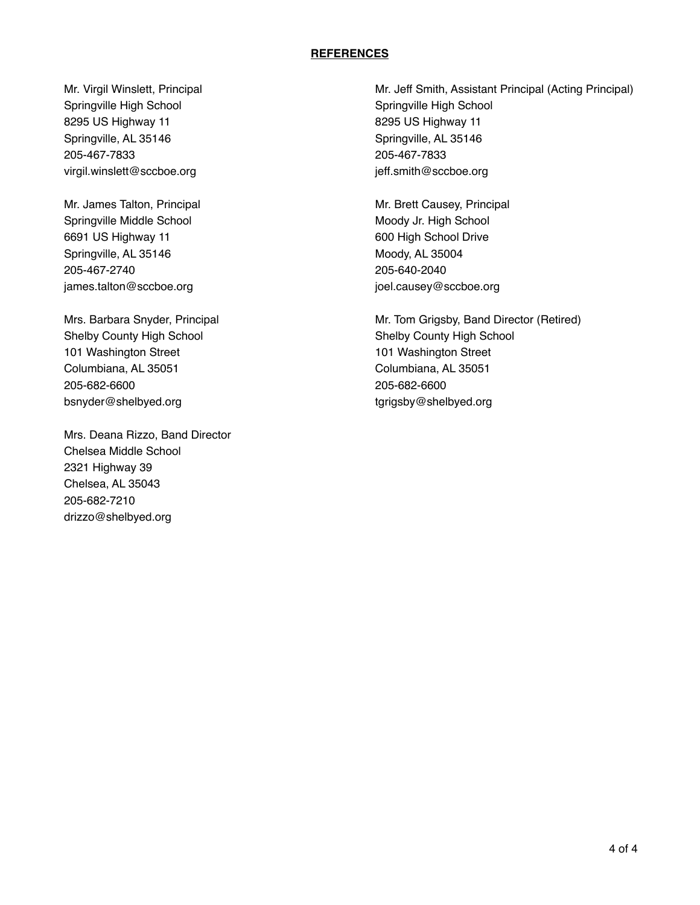**REFERENCES**

Mr. Virgil Winslett, Principal
Springville High School
8295 US Highway 11
Springville, AL 35146
205-467-7833
virgil.winslett@sccboe.org

Mr. Jeff Smith, Assistant Principal (Acting Principal)
Springville High School
8295 US Highway 11
Springville, AL 35146
205-467-7833
jeff.smith@sccboe.org

Mr. James Talton, Principal
Springville Middle School
6691 US Highway 11
Springville, AL 35146
205-467-2740
james.talton@sccboe.org

Mr. Brett Causey, Principal
Moody Jr. High School
600 High School Drive
Moody, AL 35004
205-640-2040
joel.causey@sccboe.org

Mrs. Barbara Snyder, Principal
Shelby County High School
101 Washington Street
Columbiana, AL 35051
205-682-6600
bsnyder@shelbyed.org

Mr. Tom Grigsby, Band Director (Retired)
Shelby County High School
101 Washington Street
Columbiana, AL 35051
205-682-6600
tgrigsby@shelbyed.org

Mrs. Deana Rizzo, Band Director
Chelsea Middle School
2321 Highway 39
Chelsea, AL 35043
205-682-7210
drizzo@shelbyed.org